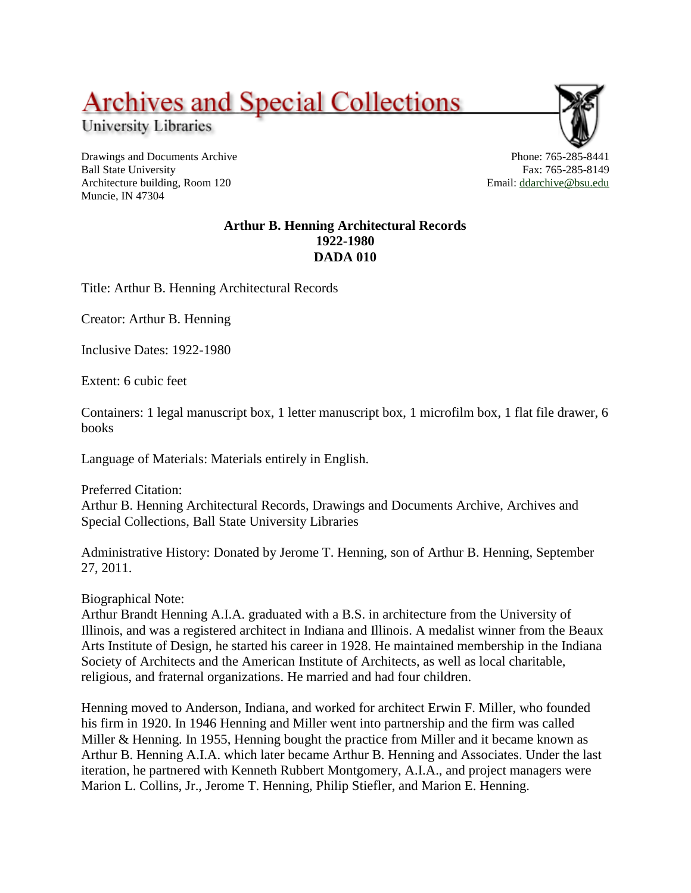# Archives and Special Collections

University Libraries

Drawings and Documents Archive
Ball State University
Architecture building, Room 120
Muncie, IN 47304

Phone: 765-285-8441
Fax: 765-285-8149
Email: ddarchive@bsu.edu

**Arthur B. Henning Architectural Records**
**1922-1980**
**DADA 010**

Title: Arthur B. Henning Architectural Records

Creator: Arthur B. Henning

Inclusive Dates: 1922-1980

Extent: 6 cubic feet

Containers: 1 legal manuscript box, 1 letter manuscript box, 1 microfilm box, 1 flat file drawer, 6 books

Language of Materials: Materials entirely in English.

Preferred Citation:
Arthur B. Henning Architectural Records, Drawings and Documents Archive, Archives and Special Collections, Ball State University Libraries

Administrative History: Donated by Jerome T. Henning, son of Arthur B. Henning, September 27, 2011.

Biographical Note:
Arthur Brandt Henning A.I.A. graduated with a B.S. in architecture from the University of Illinois, and was a registered architect in Indiana and Illinois. A medalist winner from the Beaux Arts Institute of Design, he started his career in 1928. He maintained membership in the Indiana Society of Architects and the American Institute of Architects, as well as local charitable, religious, and fraternal organizations. He married and had four children.

Henning moved to Anderson, Indiana, and worked for architect Erwin F. Miller, who founded his firm in 1920. In 1946 Henning and Miller went into partnership and the firm was called Miller & Henning. In 1955, Henning bought the practice from Miller and it became known as Arthur B. Henning A.I.A. which later became Arthur B. Henning and Associates. Under the last iteration, he partnered with Kenneth Rubbert Montgomery, A.I.A., and project managers were Marion L. Collins, Jr., Jerome T. Henning, Philip Stiefler, and Marion E. Henning.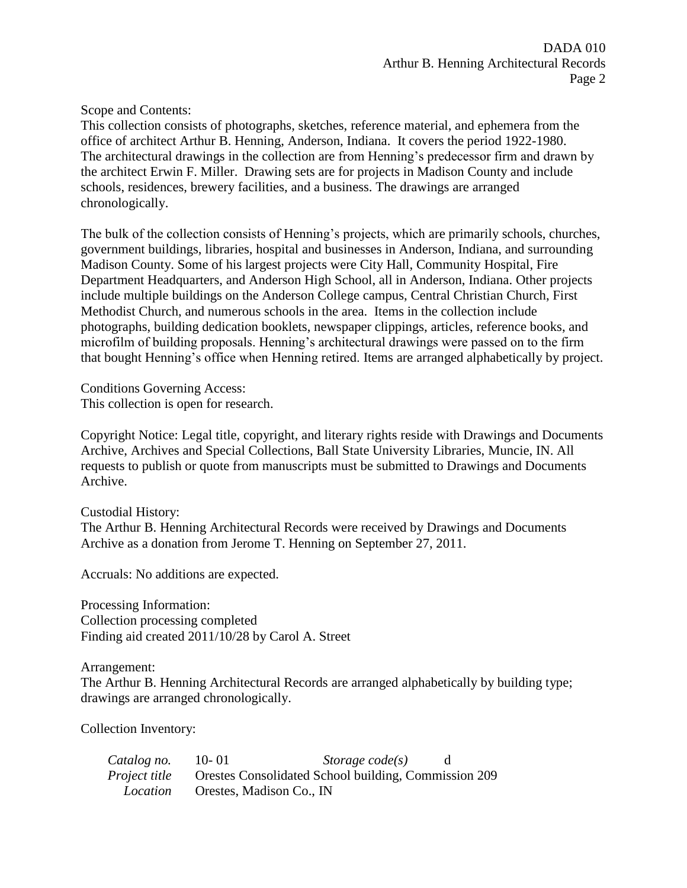Scope and Contents:
This collection consists of photographs, sketches, reference material, and ephemera from the office of architect Arthur B. Henning, Anderson, Indiana. It covers the period 1922-1980. The architectural drawings in the collection are from Henning's predecessor firm and drawn by the architect Erwin F. Miller. Drawing sets are for projects in Madison County and include schools, residences, brewery facilities, and a business. The drawings are arranged chronologically.

The bulk of the collection consists of Henning's projects, which are primarily schools, churches, government buildings, libraries, hospital and businesses in Anderson, Indiana, and surrounding Madison County. Some of his largest projects were City Hall, Community Hospital, Fire Department Headquarters, and Anderson High School, all in Anderson, Indiana. Other projects include multiple buildings on the Anderson College campus, Central Christian Church, First Methodist Church, and numerous schools in the area. Items in the collection include photographs, building dedication booklets, newspaper clippings, articles, reference books, and microfilm of building proposals. Henning's architectural drawings were passed on to the firm that bought Henning's office when Henning retired. Items are arranged alphabetically by project.

Conditions Governing Access:
This collection is open for research.

Copyright Notice: Legal title, copyright, and literary rights reside with Drawings and Documents Archive, Archives and Special Collections, Ball State University Libraries, Muncie, IN. All requests to publish or quote from manuscripts must be submitted to Drawings and Documents Archive.

Custodial History:
The Arthur B. Henning Architectural Records were received by Drawings and Documents Archive as a donation from Jerome T. Henning on September 27, 2011.

Accruals: No additions are expected.

Processing Information:
Collection processing completed
Finding aid created 2011/10/28 by Carol A. Street

Arrangement:
The Arthur B. Henning Architectural Records are arranged alphabetically by building type; drawings are arranged chronologically.

Collection Inventory:

*Catalog no.* 10- 01 *Storage code(s)* d
*Project title* Orestes Consolidated School building, Commission 209
*Location* Orestes, Madison Co., IN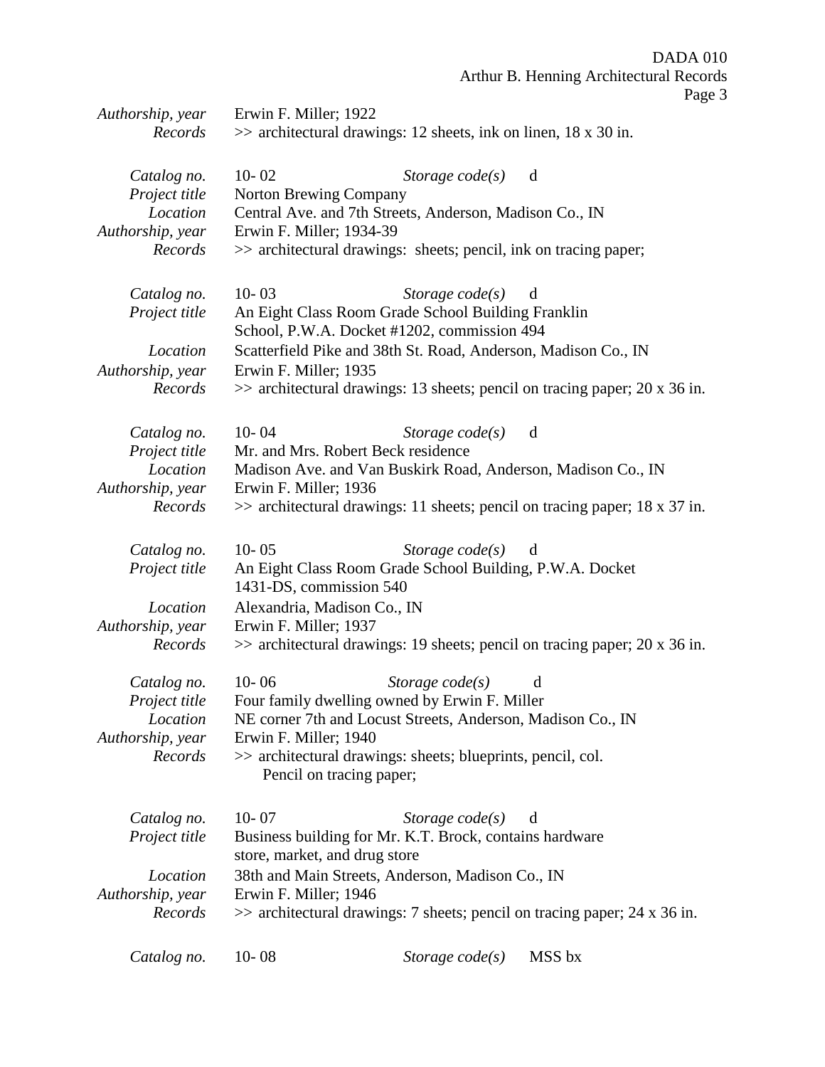| | |
|---|---|
| *Authorship, year* | Erwin F. Miller; 1922 |
| *Records* | >> architectural drawings: 12 sheets, ink on linen, 18 x 30 in. |

| | | | |
|---|---|---|---|
| *Catalog no.* | 10- 02 | *Storage code(s)* | d |
| *Project title* | Norton Brewing Company | | |
| *Location* | Central Ave. and 7th Streets, Anderson, Madison Co., IN | | |
| *Authorship, year* | Erwin F. Miller; 1934-39 | | |
| *Records* | >> architectural drawings: sheets; pencil, ink on tracing paper; | | |

| | | | |
|---|---|---|---|
| *Catalog no.* | 10- 03 | *Storage code(s)* | d |
| *Project title* | An Eight Class Room Grade School Building Franklin School, P.W.A. Docket #1202, commission 494 | | |
| *Location* | Scatterfield Pike and 38th St. Road, Anderson, Madison Co., IN | | |
| *Authorship, year* | Erwin F. Miller; 1935 | | |
| *Records* | >> architectural drawings: 13 sheets; pencil on tracing paper; 20 x 36 in. | | |

| | | | |
|---|---|---|---|
| *Catalog no.* | 10- 04 | *Storage code(s)* | d |
| *Project title* | Mr. and Mrs. Robert Beck residence | | |
| *Location* | Madison Ave. and Van Buskirk Road, Anderson, Madison Co., IN | | |
| *Authorship, year* | Erwin F. Miller; 1936 | | |
| *Records* | >> architectural drawings: 11 sheets; pencil on tracing paper; 18 x 37 in. | | |

| | | | |
|---|---|---|---|
| *Catalog no.* | 10- 05 | *Storage code(s)* | d |
| *Project title* | An Eight Class Room Grade School Building, P.W.A. Docket 1431-DS, commission 540 | | |
| *Location* | Alexandria, Madison Co., IN | | |
| *Authorship, year* | Erwin F. Miller; 1937 | | |
| *Records* | >> architectural drawings: 19 sheets; pencil on tracing paper; 20 x 36 in. | | |

| | | | |
|---|---|---|---|
| *Catalog no.* | 10- 06 | *Storage code(s)* | d |
| *Project title* | Four family dwelling owned by Erwin F. Miller | | |
| *Location* | NE corner 7th and Locust Streets, Anderson, Madison Co., IN | | |
| *Authorship, year* | Erwin F. Miller; 1940 | | |
| *Records* | >> architectural drawings: sheets; blueprints, pencil, col. Pencil on tracing paper; | | |

| | | | |
|---|---|---|---|
| *Catalog no.* | 10- 07 | *Storage code(s)* | d |
| *Project title* | Business building for Mr. K.T. Brock, contains hardware store, market, and drug store | | |
| *Location* | 38th and Main Streets, Anderson, Madison Co., IN | | |
| *Authorship, year* | Erwin F. Miller; 1946 | | |
| *Records* | >> architectural drawings: 7 sheets; pencil on tracing paper; 24 x 36 in. | | |

| | | | |
|---|---|---|---|
| *Catalog no.* | 10- 08 | *Storage code(s)* | MSS bx |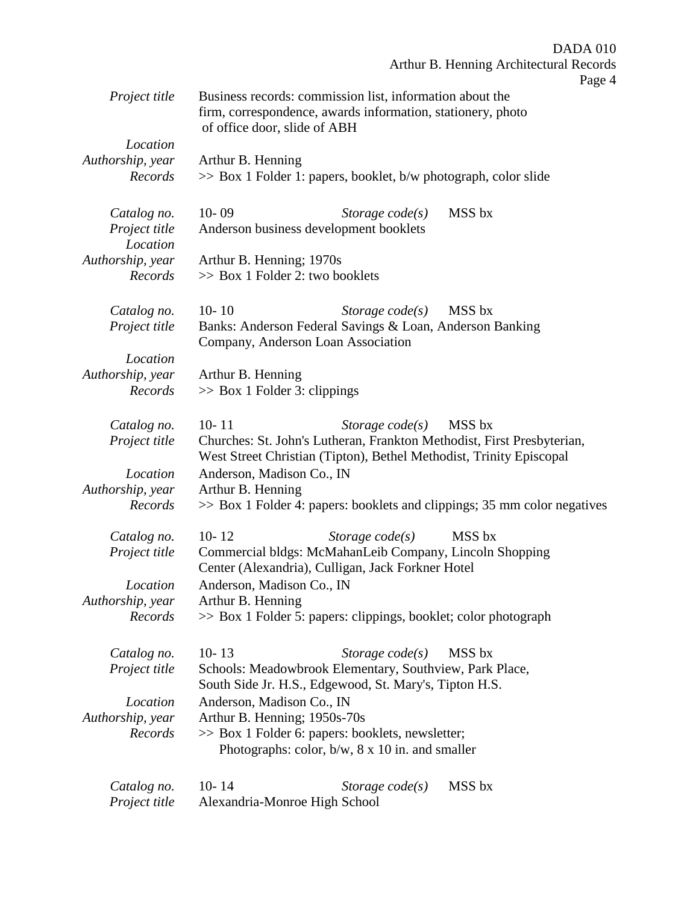*Project title* Business records: commission list, information about the firm, correspondence, awards information, stationery, photo of office door, slide of ABH
*Location*
*Authorship, year* Arthur B. Henning
*Records* >> Box 1 Folder 1: papers, booklet, b/w photograph, color slide

*Catalog no.* 10- 09 *Storage code(s)* MSS bx
*Project title* Anderson business development booklets
*Location*
*Authorship, year* Arthur B. Henning; 1970s
*Records* >> Box 1 Folder 2: two booklets

*Catalog no.* 10- 10 *Storage code(s)* MSS bx
*Project title* Banks: Anderson Federal Savings & Loan, Anderson Banking Company, Anderson Loan Association
*Location*
*Authorship, year* Arthur B. Henning
*Records* >> Box 1 Folder 3: clippings

*Catalog no.* 10- 11 *Storage code(s)* MSS bx
*Project title* Churches: St. John's Lutheran, Frankton Methodist, First Presbyterian, West Street Christian (Tipton), Bethel Methodist, Trinity Episcopal
*Location* Anderson, Madison Co., IN
*Authorship, year* Arthur B. Henning
*Records* >> Box 1 Folder 4: papers: booklets and clippings; 35 mm color negatives

*Catalog no.* 10- 12 *Storage code(s)* MSS bx
*Project title* Commercial bldgs: McMahanLeib Company, Lincoln Shopping Center (Alexandria), Culligan, Jack Forkner Hotel
*Location* Anderson, Madison Co., IN
*Authorship, year* Arthur B. Henning
*Records* >> Box 1 Folder 5: papers: clippings, booklet; color photograph

*Catalog no.* 10- 13 *Storage code(s)* MSS bx
*Project title* Schools: Meadowbrook Elementary, Southview, Park Place, South Side Jr. H.S., Edgewood, St. Mary's, Tipton H.S.
*Location* Anderson, Madison Co., IN
*Authorship, year* Arthur B. Henning; 1950s-70s
*Records* >> Box 1 Folder 6: papers: booklets, newsletter;
Photographs: color, b/w, 8 x 10 in. and smaller

*Catalog no.* 10- 14 *Storage code(s)* MSS bx
*Project title* Alexandria-Monroe High School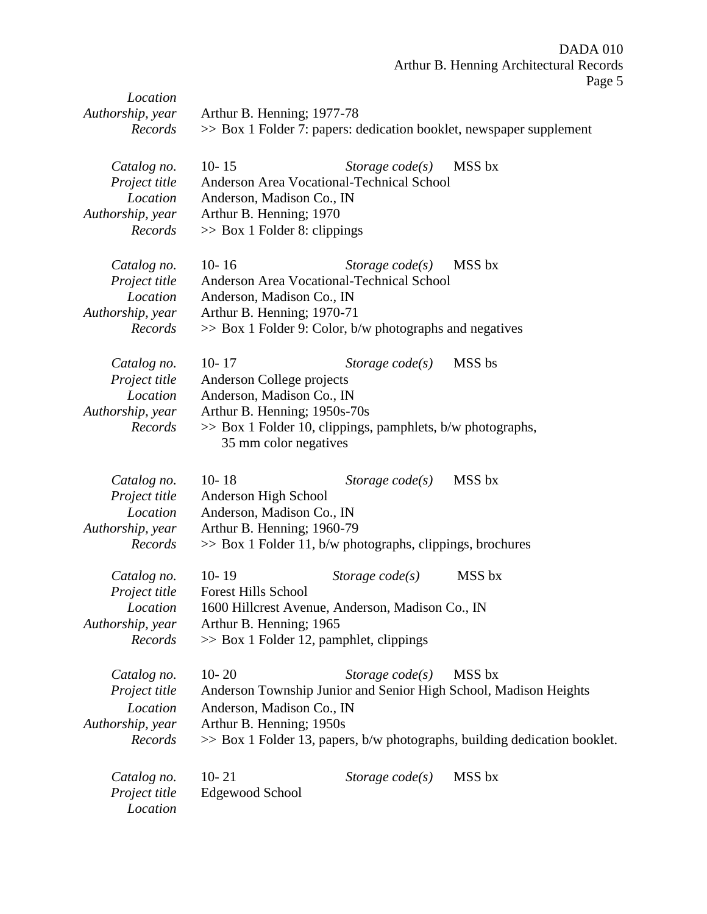*Location*
*Authorship, year* Arthur B. Henning; 1977-78
*Records* >> Box 1 Folder 7: papers: dedication booklet, newspaper supplement

*Catalog no.* 10- 15 *Storage code(s)* MSS bx
*Project title* Anderson Area Vocational-Technical School
*Location* Anderson, Madison Co., IN
*Authorship, year* Arthur B. Henning; 1970
*Records* >> Box 1 Folder 8: clippings

*Catalog no.* 10- 16 *Storage code(s)* MSS bx
*Project title* Anderson Area Vocational-Technical School
*Location* Anderson, Madison Co., IN
*Authorship, year* Arthur B. Henning; 1970-71
*Records* >> Box 1 Folder 9: Color, b/w photographs and negatives

*Catalog no.* 10- 17 *Storage code(s)* MSS bs
*Project title* Anderson College projects
*Location* Anderson, Madison Co., IN
*Authorship, year* Arthur B. Henning; 1950s-70s
*Records* >> Box 1 Folder 10, clippings, pamphlets, b/w photographs, 35 mm color negatives

*Catalog no.* 10- 18 *Storage code(s)* MSS bx
*Project title* Anderson High School
*Location* Anderson, Madison Co., IN
*Authorship, year* Arthur B. Henning; 1960-79
*Records* >> Box 1 Folder 11, b/w photographs, clippings, brochures

*Catalog no.* 10- 19 *Storage code(s)* MSS bx
*Project title* Forest Hills School
*Location* 1600 Hillcrest Avenue, Anderson, Madison Co., IN
*Authorship, year* Arthur B. Henning; 1965
*Records* >> Box 1 Folder 12, pamphlet, clippings

*Catalog no.* 10- 20 *Storage code(s)* MSS bx
*Project title* Anderson Township Junior and Senior High School, Madison Heights
*Location* Anderson, Madison Co., IN
*Authorship, year* Arthur B. Henning; 1950s
*Records* >> Box 1 Folder 13, papers, b/w photographs, building dedication booklet.

*Catalog no.* 10- 21 *Storage code(s)* MSS bx
*Project title* Edgewood School
*Location*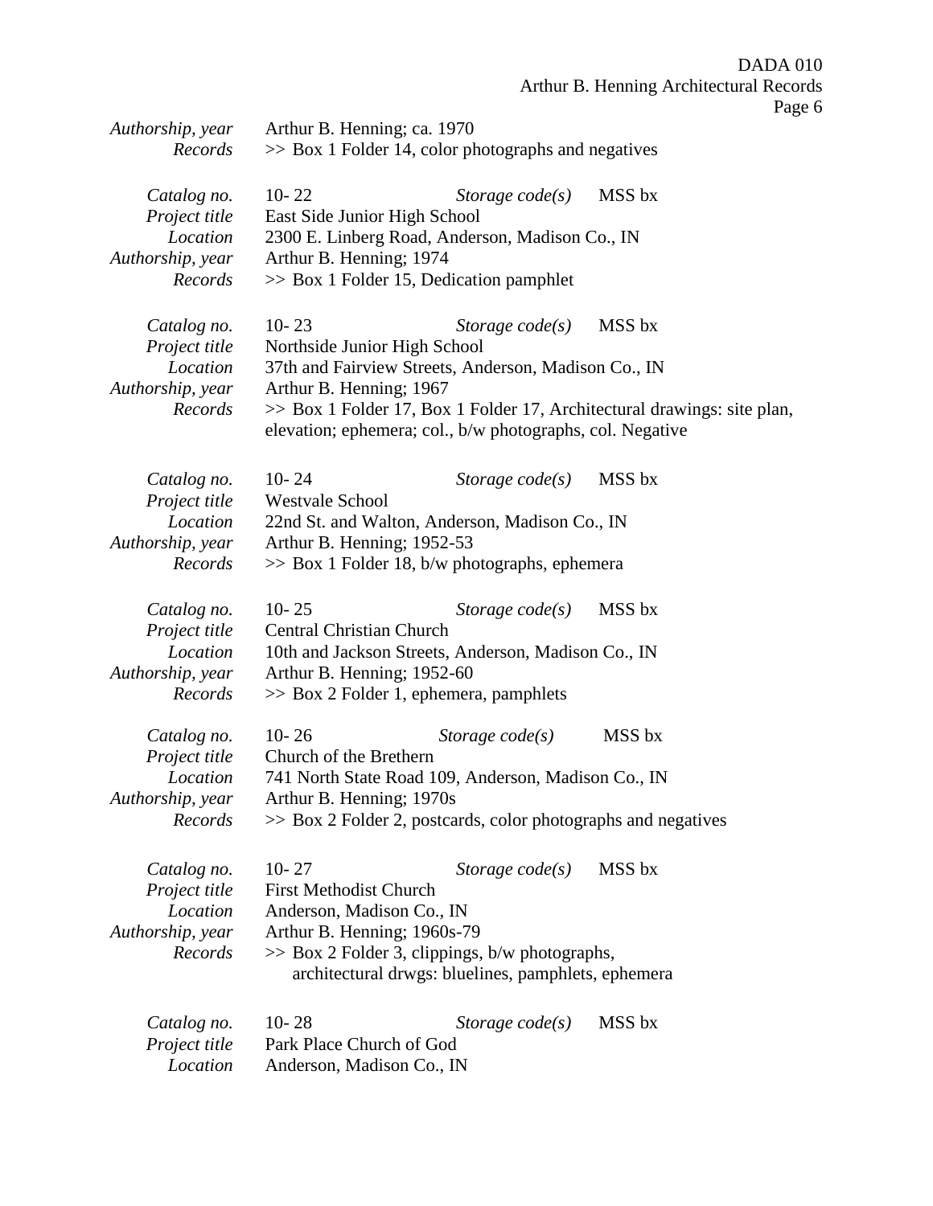*Authorship, year* Arthur B. Henning; ca. 1970
*Records* >> Box 1 Folder 14, color photographs and negatives

*Catalog no.* 10- 22 *Storage code(s)* MSS bx
*Project title* East Side Junior High School
*Location* 2300 E. Linberg Road, Anderson, Madison Co., IN
*Authorship, year* Arthur B. Henning; 1974
*Records* >> Box 1 Folder 15, Dedication pamphlet

*Catalog no.* 10- 23 *Storage code(s)* MSS bx
*Project title* Northside Junior High School
*Location* 37th and Fairview Streets, Anderson, Madison Co., IN
*Authorship, year* Arthur B. Henning; 1967
*Records* >> Box 1 Folder 17, Box 1 Folder 17, Architectural drawings: site plan, elevation; ephemera; col., b/w photographs, col. Negative

*Catalog no.* 10- 24 *Storage code(s)* MSS bx
*Project title* Westvale School
*Location* 22nd St. and Walton, Anderson, Madison Co., IN
*Authorship, year* Arthur B. Henning; 1952-53
*Records* >> Box 1 Folder 18, b/w photographs, ephemera

*Catalog no.* 10- 25 *Storage code(s)* MSS bx
*Project title* Central Christian Church
*Location* 10th and Jackson Streets, Anderson, Madison Co., IN
*Authorship, year* Arthur B. Henning; 1952-60
*Records* >> Box 2 Folder 1, ephemera, pamphlets

*Catalog no.* 10- 26 *Storage code(s)* MSS bx
*Project title* Church of the Brethern
*Location* 741 North State Road 109, Anderson, Madison Co., IN
*Authorship, year* Arthur B. Henning; 1970s
*Records* >> Box 2 Folder 2, postcards, color photographs and negatives

*Catalog no.* 10- 27 *Storage code(s)* MSS bx
*Project title* First Methodist Church
*Location* Anderson, Madison Co., IN
*Authorship, year* Arthur B. Henning; 1960s-79
*Records* >> Box 2 Folder 3, clippings, b/w photographs, architectural drwgs: bluelines, pamphlets, ephemera

*Catalog no.* 10- 28 *Storage code(s)* MSS bx
*Project title* Park Place Church of God
*Location* Anderson, Madison Co., IN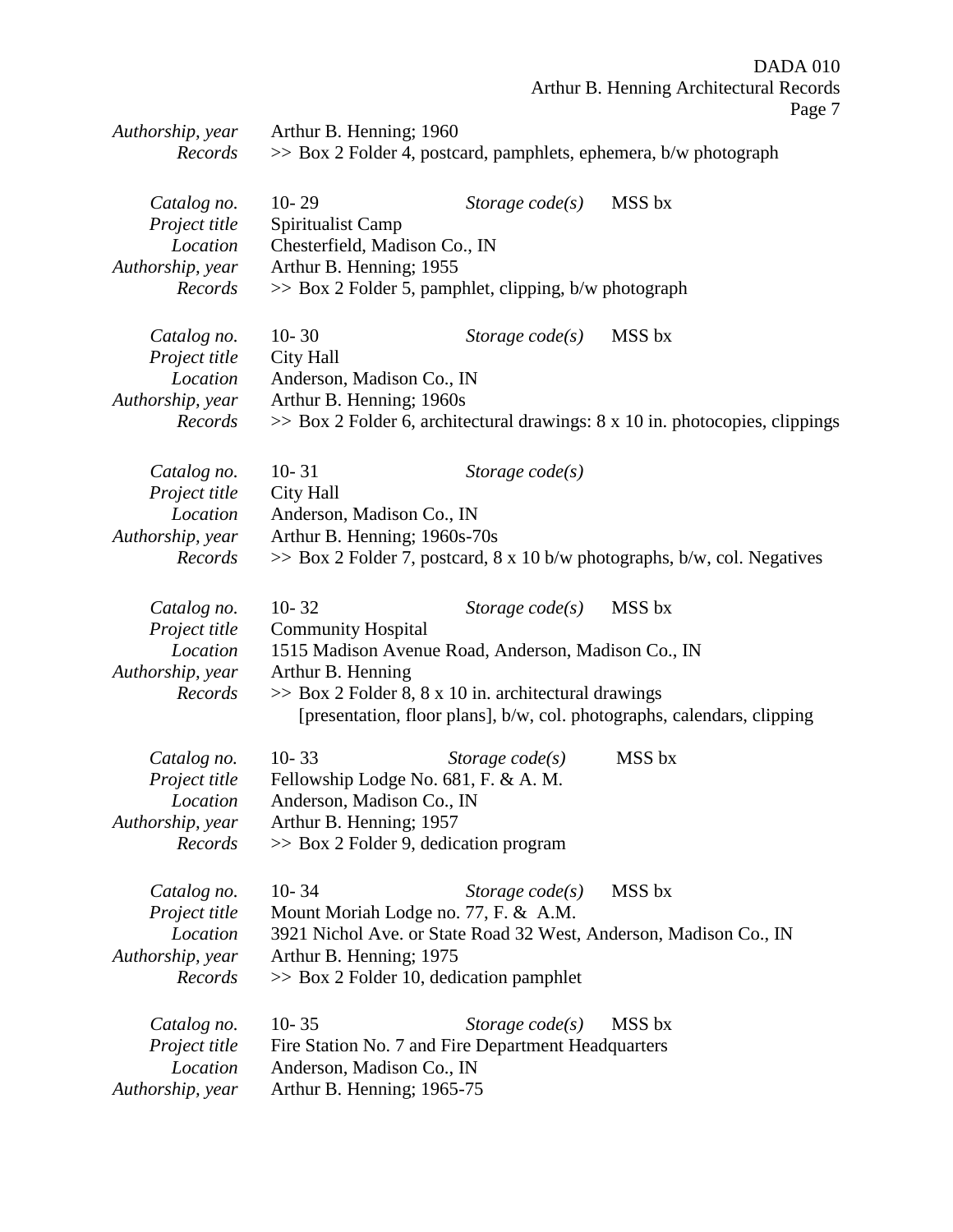*Authorship, year* Arthur B. Henning; 1960
*Records* >> Box 2 Folder 4, postcard, pamphlets, ephemera, b/w photograph

*Catalog no.* 10- 29 *Storage code(s)* MSS bx
*Project title* Spiritualist Camp
*Location* Chesterfield, Madison Co., IN
*Authorship, year* Arthur B. Henning; 1955
*Records* >> Box 2 Folder 5, pamphlet, clipping, b/w photograph

*Catalog no.* 10- 30 *Storage code(s)* MSS bx
*Project title* City Hall
*Location* Anderson, Madison Co., IN
*Authorship, year* Arthur B. Henning; 1960s
*Records* >> Box 2 Folder 6, architectural drawings: 8 x 10 in. photocopies, clippings

*Catalog no.* 10- 31 *Storage code(s)*
*Project title* City Hall
*Location* Anderson, Madison Co., IN
*Authorship, year* Arthur B. Henning; 1960s-70s
*Records* >> Box 2 Folder 7, postcard, 8 x 10 b/w photographs, b/w, col. Negatives

*Catalog no.* 10- 32 *Storage code(s)* MSS bx
*Project title* Community Hospital
*Location* 1515 Madison Avenue Road, Anderson, Madison Co., IN
*Authorship, year* Arthur B. Henning
*Records* >> Box 2 Folder 8, 8 x 10 in. architectural drawings [presentation, floor plans], b/w, col. photographs, calendars, clipping

*Catalog no.* 10- 33 *Storage code(s)* MSS bx
*Project title* Fellowship Lodge No. 681, F. & A. M.
*Location* Anderson, Madison Co., IN
*Authorship, year* Arthur B. Henning; 1957
*Records* >> Box 2 Folder 9, dedication program

*Catalog no.* 10- 34 *Storage code(s)* MSS bx
*Project title* Mount Moriah Lodge no. 77, F. & A.M.
*Location* 3921 Nichol Ave. or State Road 32 West, Anderson, Madison Co., IN
*Authorship, year* Arthur B. Henning; 1975
*Records* >> Box 2 Folder 10, dedication pamphlet

*Catalog no.* 10- 35 *Storage code(s)* MSS bx
*Project title* Fire Station No. 7 and Fire Department Headquarters
*Location* Anderson, Madison Co., IN
*Authorship, year* Arthur B. Henning; 1965-75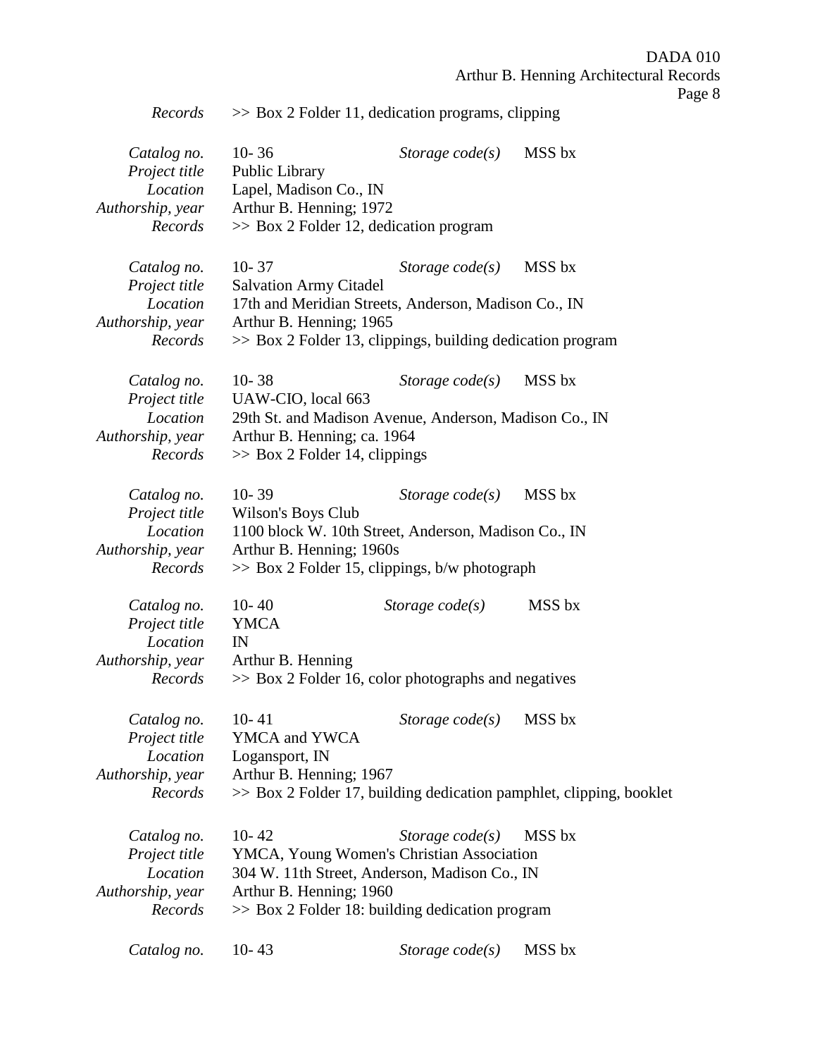*Records* >> Box 2 Folder 11, dedication programs, clipping

*Catalog no.* 10- 36 *Storage code(s)* MSS bx
*Project title* Public Library
*Location* Lapel, Madison Co., IN
*Authorship, year* Arthur B. Henning; 1972
*Records* >> Box 2 Folder 12, dedication program

*Catalog no.* 10- 37 *Storage code(s)* MSS bx
*Project title* Salvation Army Citadel
*Location* 17th and Meridian Streets, Anderson, Madison Co., IN
*Authorship, year* Arthur B. Henning; 1965
*Records* >> Box 2 Folder 13, clippings, building dedication program

*Catalog no.* 10- 38 *Storage code(s)* MSS bx
*Project title* UAW-CIO, local 663
*Location* 29th St. and Madison Avenue, Anderson, Madison Co., IN
*Authorship, year* Arthur B. Henning; ca. 1964
*Records* >> Box 2 Folder 14, clippings

*Catalog no.* 10- 39 *Storage code(s)* MSS bx
*Project title* Wilson's Boys Club
*Location* 1100 block W. 10th Street, Anderson, Madison Co., IN
*Authorship, year* Arthur B. Henning; 1960s
*Records* >> Box 2 Folder 15, clippings, b/w photograph

*Catalog no.* 10- 40 *Storage code(s)* MSS bx
*Project title* YMCA
*Location* IN
*Authorship, year* Arthur B. Henning
*Records* >> Box 2 Folder 16, color photographs and negatives

*Catalog no.* 10- 41 *Storage code(s)* MSS bx
*Project title* YMCA and YWCA
*Location* Logansport, IN
*Authorship, year* Arthur B. Henning; 1967
*Records* >> Box 2 Folder 17, building dedication pamphlet, clipping, booklet

*Catalog no.* 10- 42 *Storage code(s)* MSS bx
*Project title* YMCA, Young Women's Christian Association
*Location* 304 W. 11th Street, Anderson, Madison Co., IN
*Authorship, year* Arthur B. Henning; 1960
*Records* >> Box 2 Folder 18: building dedication program

*Catalog no.* 10- 43 *Storage code(s)* MSS bx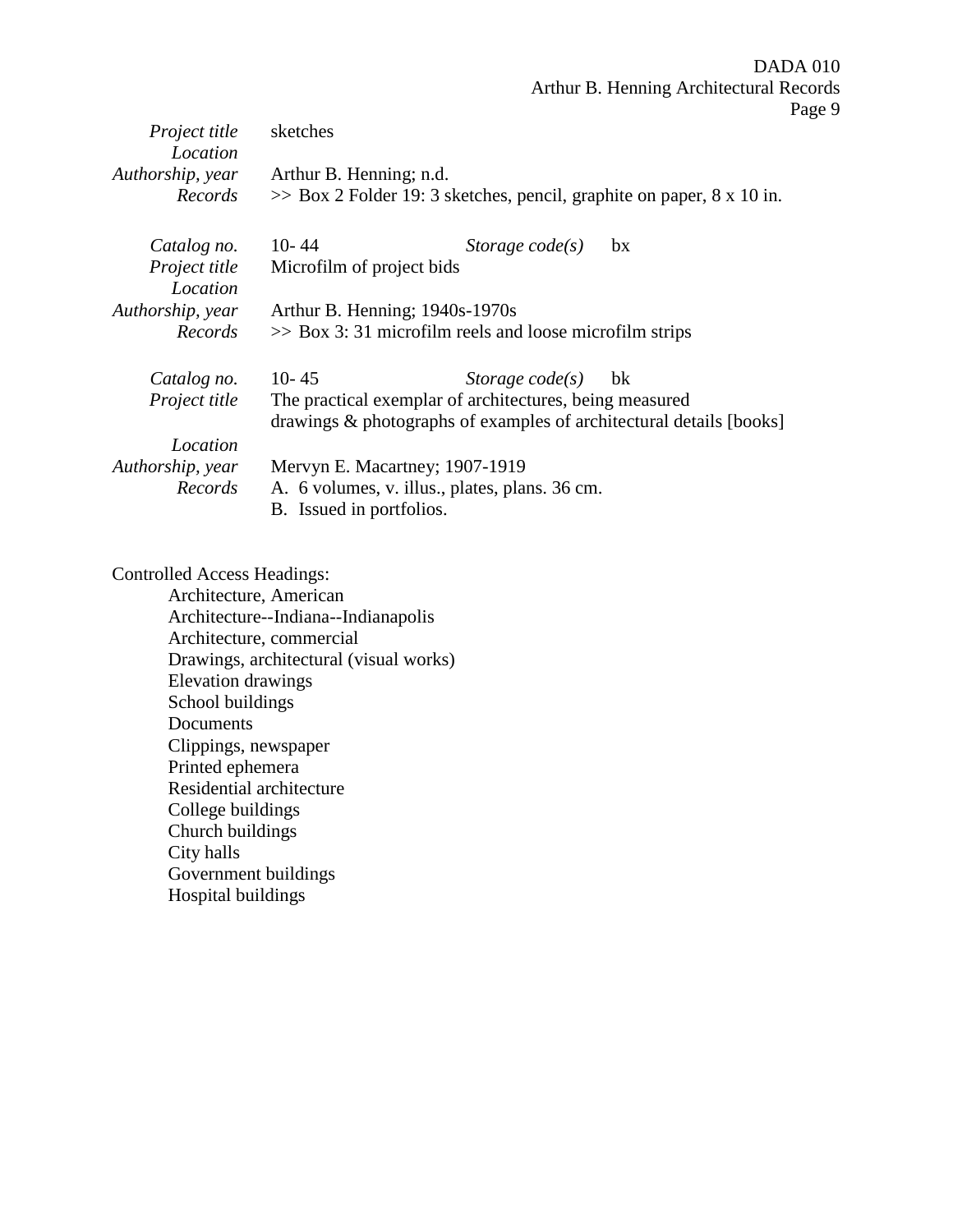| | |
|---|---|
| *Project title* | sketches |
| *Location* | |
| *Authorship, year* | Arthur B. Henning; n.d. |
| *Records* | >> Box 2 Folder 19: 3 sketches, pencil, graphite on paper, 8 x 10 in. |

| | | | |
|---|---|---|---|
| *Catalog no.* | 10- 44 | *Storage code(s)* | bx |
| *Project title* | Microfilm of project bids | | |
| *Location* | | | |
| *Authorship, year* | Arthur B. Henning; 1940s-1970s | | |
| *Records* | >> Box 3: 31 microfilm reels and loose microfilm strips | | |

| | | | |
|---|---|---|---|
| *Catalog no.* | 10- 45 | *Storage code(s)* | bk |
| *Project title* | The practical exemplar of architectures, being measured drawings & photographs of examples of architectural details [books] | | |
| *Location* | | | |
| *Authorship, year* | Mervyn E. Macartney; 1907-1919 | | |
| *Records* | A. 6 volumes, v. illus., plates, plans. 36 cm.<br>B. Issued in portfolios. | | |

Controlled Access Headings:

- Architecture, American
- Architecture--Indiana--Indianapolis
- Architecture, commercial
- Drawings, architectural (visual works)
- Elevation drawings
- School buildings
- Documents
- Clippings, newspaper
- Printed ephemera
- Residential architecture
- College buildings
- Church buildings
- City halls
- Government buildings
- Hospital buildings